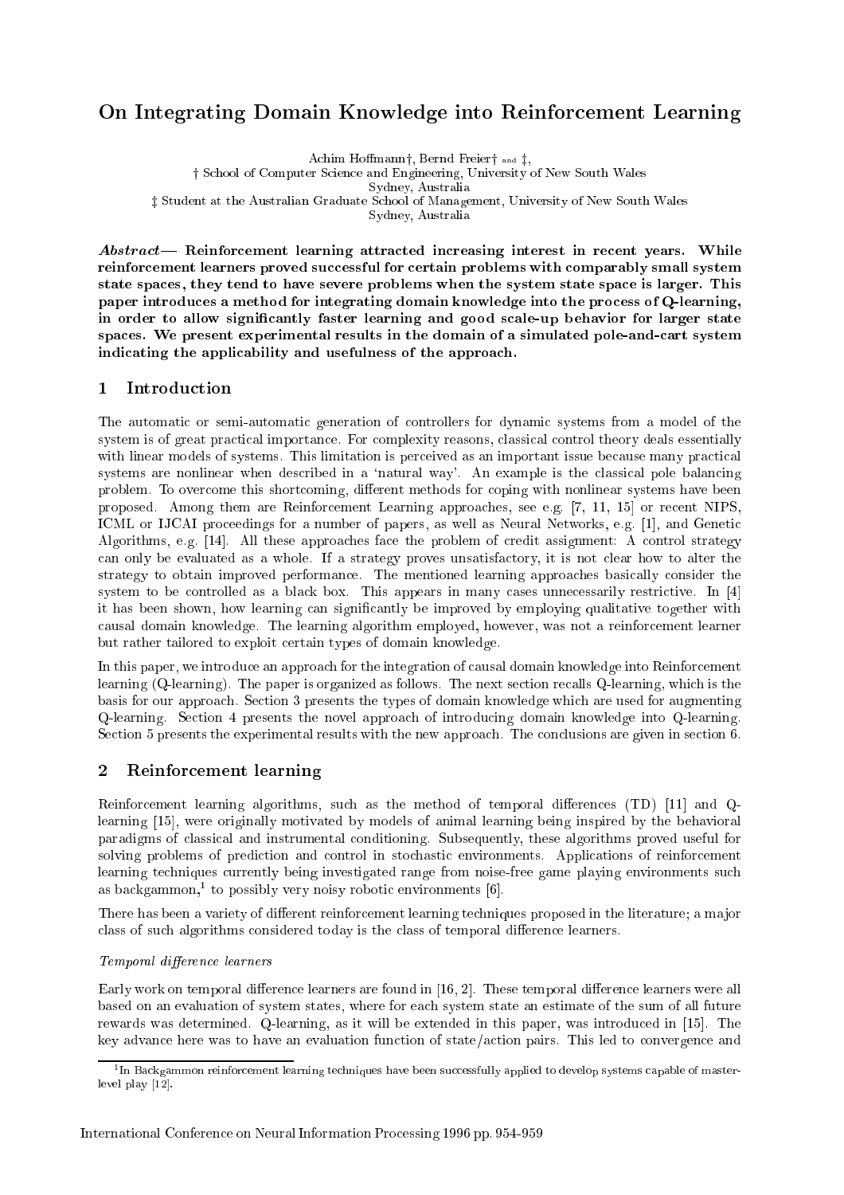# On Integrating Domain Knowledge into Reinforcement Learning

Achim Hoffmann†, Bernd Freier† and ‡,

† School of Computer Science and Engineering, University of New South Wales
Sydney, Australia

‡ Student at the Australian Graduate School of Management, University of New South Wales
Sydney, Australia

***Abstract*— Reinforcement learning attracted increasing interest in recent years. While reinforcement learners proved successful for certain problems with comparably small system state spaces, they tend to have severe problems when the system state space is larger. This paper introduces a method for integrating domain knowledge into the process of Q-learning, in order to allow significantly faster learning and good scale-up behavior for larger state spaces. We present experimental results in the domain of a simulated pole-and-cart system indicating the applicability and usefulness of the approach.**

## 1 Introduction

The automatic or semi-automatic generation of controllers for dynamic systems from a model of the system is of great practical importance. For complexity reasons, classical control theory deals essentially with linear models of systems. This limitation is perceived as an important issue because many practical systems are nonlinear when described in a 'natural way'. An example is the classical pole balancing problem. To overcome this shortcoming, different methods for coping with nonlinear systems have been proposed. Among them are Reinforcement Learning approaches, see e.g. [7, 11, 15] or recent NIPS, ICML or IJCAI proceedings for a number of papers, as well as Neural Networks, e.g. [1], and Genetic Algorithms, e.g. [14]. All these approaches face the problem of credit assignment: A control strategy can only be evaluated as a whole. If a strategy proves unsatisfactory, it is not clear how to alter the strategy to obtain improved performance. The mentioned learning approaches basically consider the system to be controlled as a black box. This appears in many cases unnecessarily restrictive. In [4] it has been shown, how learning can significantly be improved by employing qualitative together with causal domain knowledge. The learning algorithm employed, however, was not a reinforcement learner but rather tailored to exploit certain types of domain knowledge.

In this paper, we introduce an approach for the integration of causal domain knowledge into Reinforcement learning (Q-learning). The paper is organized as follows. The next section recalls Q-learning, which is the basis for our approach. Section 3 presents the types of domain knowledge which are used for augmenting Q-learning. Section 4 presents the novel approach of introducing domain knowledge into Q-learning. Section 5 presents the experimental results with the new approach. The conclusions are given in section 6.

## 2 Reinforcement learning

Reinforcement learning algorithms, such as the method of temporal differences (TD) [11] and Q-learning [15], were originally motivated by models of animal learning being inspired by the behavioral paradigms of classical and instrumental conditioning. Subsequently, these algorithms proved useful for solving problems of prediction and control in stochastic environments. Applications of reinforcement learning techniques currently being investigated range from noise-free game playing environments such as backgammon,[1] to possibly very noisy robotic environments [6].

There has been a variety of different reinforcement learning techniques proposed in the literature; a major class of such algorithms considered today is the class of temporal difference learners.

*Temporal difference learners*

Early work on temporal difference learners are found in [16, 2]. These temporal difference learners were all based on an evaluation of system states, where for each system state an estimate of the sum of all future rewards was determined. Q-learning, as it will be extended in this paper, was introduced in [15]. The key advance here was to have an evaluation function of state/action pairs. This led to convergence and

[1] In Backgammon reinforcement learning techniques have been successfully applied to develop systems capable of master-level play [12].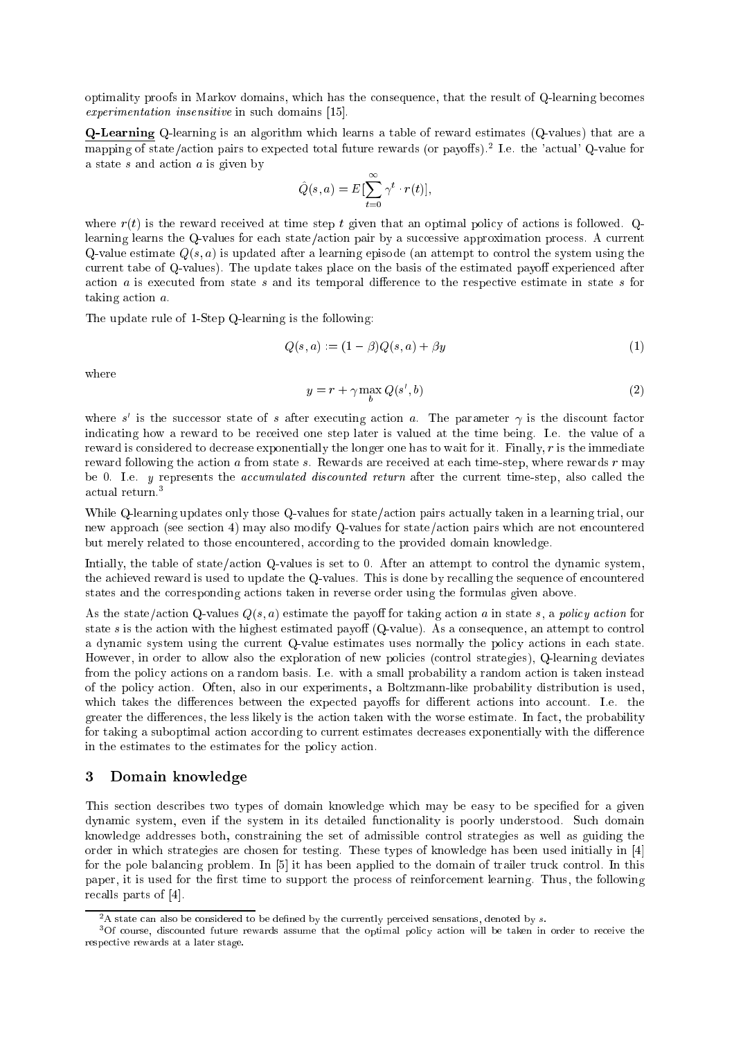optimality proofs in Markov domains, which has the consequence, that the result of Q-learning becomes *experimentation insensitive* in such domains [15].

**Q-Learning** Q-learning is an algorithm which learns a table of reward estimates (Q-values) that are a mapping of state/action pairs to expected total future rewards (or payoffs).[2] I.e. the 'actual' Q-value for a state $s$ and action $a$ is given by

$$\hat{Q}(s,a) = E[\sum_{t=0}^{\infty} \gamma^t \cdot r(t)],$$

where $r(t)$ is the reward received at time step $t$ given that an optimal policy of actions is followed. Q-learning learns the Q-values for each state/action pair by a successive approximation process. A current Q-value estimate $Q(s,a)$ is updated after a learning episode (an attempt to control the system using the current tabe of Q-values). The update takes place on the basis of the estimated payoff experienced after action $a$ is executed from state $s$ and its temporal difference to the respective estimate in state $s$ for taking action $a$.

The update rule of 1-Step Q-learning is the following:

$$Q(s,a) := (1-\beta)Q(s,a) + \beta y \tag{1}$$

where

$$y = r + \gamma \max_b Q(s', b) \tag{2}$$

where $s'$ is the successor state of $s$ after executing action $a$. The parameter $\gamma$ is the discount factor indicating how a reward to be received one step later is valued at the time being. I.e. the value of a reward is considered to decrease exponentially the longer one has to wait for it. Finally, $r$ is the immediate reward following the action $a$ from state $s$. Rewards are received at each time-step, where rewards $r$ may be 0. I.e. $y$ represents the *accumulated discounted return* after the current time-step, also called the actual return.[3]

While Q-learning updates only those Q-values for state/action pairs actually taken in a learning trial, our new approach (see section 4) may also modify Q-values for state/action pairs which are not encountered but merely related to those encountered, according to the provided domain knowledge.

Intially, the table of state/action Q-values is set to 0. After an attempt to control the dynamic system, the achieved reward is used to update the Q-values. This is done by recalling the sequence of encountered states and the corresponding actions taken in reverse order using the formulas given above.

As the state/action Q-values $Q(s,a)$ estimate the payoff for taking action $a$ in state $s$, a *policy action* for state $s$ is the action with the highest estimated payoff (Q-value). As a consequence, an attempt to control a dynamic system using the current Q-value estimates uses normally the policy actions in each state. However, in order to allow also the exploration of new policies (control strategies), Q-learning deviates from the policy actions on a random basis. I.e. with a small probability a random action is taken instead of the policy action. Often, also in our experiments, a Boltzmann-like probability distribution is used, which takes the differences between the expected payoffs for different actions into account. I.e. the greater the differences, the less likely is the action taken with the worse estimate. In fact, the probability for taking a suboptimal action according to current estimates decreases exponentially with the difference in the estimates to the estimates for the policy action.

## 3 Domain knowledge

This section describes two types of domain knowledge which may be easy to be specified for a given dynamic system, even if the system in its detailed functionality is poorly understood. Such domain knowledge addresses both, constraining the set of admissible control strategies as well as guiding the order in which strategies are chosen for testing. These types of knowledge has been used initially in [4] for the pole balancing problem. In [5] it has been applied to the domain of trailer truck control. In this paper, it is used for the first time to support the process of reinforcement learning. Thus, the following recalls parts of [4].

---

[2] A state can also be considered to be defined by the currently perceived sensations, denoted by $s$.

[3] Of course, discounted future rewards assume that the optimal policy action will be taken in order to receive the respective rewards at a later stage.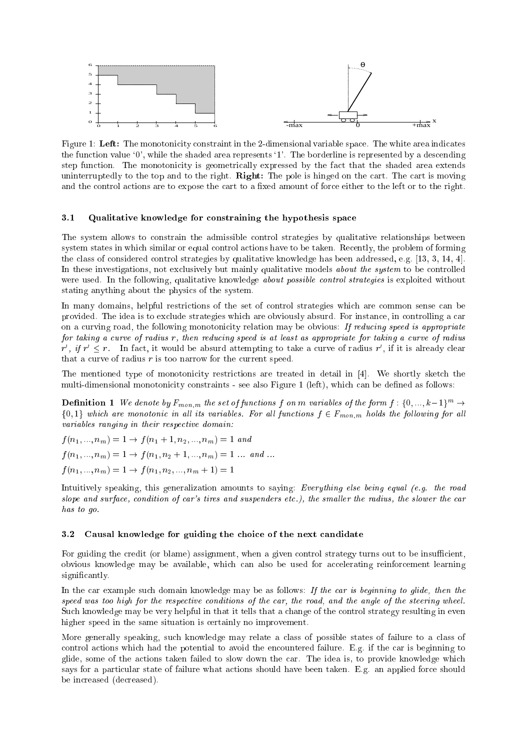Figure 1: **Left:** The monotonicity constraint in the 2-dimensional variable space. The white area indicates the function value '0', while the shaded area represents '1'. The borderline is represented by a descending step function. The monotonicity is geometrically expressed by the fact that the shaded area extends uninterruptedly to the top and to the right. **Right:** The pole is hinged on the cart. The cart is moving and the control actions are to expose the cart to a fixed amount of force either to the left or to the right.

### 3.1 Qualitative knowledge for constraining the hypothesis space

The system allows to constrain the admissible control strategies by qualitative relationships between system states in which similar or equal control actions have to be taken. Recently, the problem of forming the class of considered control strategies by qualitative knowledge has been addressed, e.g. [13, 3, 14, 4]. In these investigations, not exclusively but mainly qualitative models *about the system* to be controlled were used. In the following, qualitative knowledge *about possible control strategies* is exploited without stating anything about the physics of the system.

In many domains, helpful restrictions of the set of control strategies which are common sense can be provided. The idea is to exclude strategies which are obviously absurd. For instance, in controlling a car on a curving road, the following monotonicity relation may be obvious: *If reducing speed is appropriate for taking a curve of radius $r$, then reducing speed is at least as appropriate for taking a curve of radius $r'$, if $r' \leq r$.* In fact, it would be absurd attempting to take a curve of radius $r'$, if it is already clear that a curve of radius $r$ is too narrow for the current speed.

The mentioned type of monotonicity restrictions are treated in detail in [4]. We shortly sketch the multi-dimensional monotonicity constraints - see also Figure 1 (left), which can be defined as follows:

**Definition 1** *We denote by $F_{mon,m}$ the set of functions $f$ on $m$ variables of the form $f : \{0, ..., k-1\}^m \rightarrow \{0, 1\}$ which are monotonic in all its variables. For all functions $f \in F_{mon,m}$ holds the following for all variables ranging in their respective domain:*

$f(n_1, ..., n_m) = 1 \rightarrow f(n_1 + 1, n_2, ..., n_m) = 1$ *and*

$f(n_1, ..., n_m) = 1 \rightarrow f(n_1, n_2 + 1, ..., n_m) = 1$ *... and ...*

$f(n_1, ..., n_m) = 1 \rightarrow f(n_1, n_2, ..., n_m + 1) = 1$

Intuitively speaking, this generalization amounts to saying: *Everything else being equal (e.g. the road slope and surface, condition of car's tires and suspenders etc.), the smaller the radius, the slower the car has to go.*

### 3.2 Causal knowledge for guiding the choice of the next candidate

For guiding the credit (or blame) assignment, when a given control strategy turns out to be insufficient, obvious knowledge may be available, which can also be used for accelerating reinforcement learning significantly.

In the car example such domain knowledge may be as follows: *If the car is beginning to glide, then the speed was too high for the respective conditions of the car, the road, and the angle of the steering wheel.* Such knowledge may be very helpful in that it tells that a change of the control strategy resulting in even higher speed in the same situation is certainly no improvement.

More generally speaking, such knowledge may relate a class of possible states of failure to a class of control actions which had the potential to avoid the encountered failure. E.g. if the car is beginning to glide, some of the actions taken failed to slow down the car. The idea is, to provide knowledge which says for a particular state of failure what actions should have been taken. E.g. an applied force should be increased (decreased).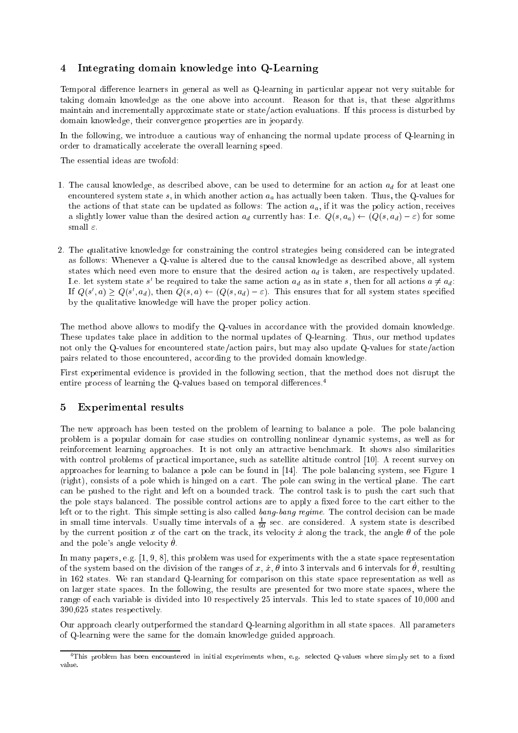## 4 Integrating domain knowledge into Q-Learning

Temporal difference learners in general as well as Q-learning in particular appear not very suitable for taking domain knowledge as the one above into account. Reason for that is, that these algorithms maintain and incrementally approximate state or state/action evaluations. If this process is disturbed by domain knowledge, their convergence properties are in jeopardy.

In the following, we introduce a cautious way of enhancing the normal update process of Q-learning in order to dramatically accelerate the overall learning speed.

The essential ideas are twofold:

1. The causal knowledge, as described above, can be used to determine for an action $a_d$ for at least one encountered system state $s$, in which another action $a_a$ has actually been taken. Thus, the Q-values for the actions of that state can be updated as follows: The action $a_a$, if it was the policy action, receives a slightly lower value than the desired action $a_d$ currently has: I.e. $Q(s, a_a) \leftarrow (Q(s, a_d) - \varepsilon)$ for some small $\varepsilon$.

2. The qualitative knowledge for constraining the control strategies being considered can be integrated as follows: Whenever a Q-value is altered due to the causal knowledge as described above, all system states which need even more to ensure that the desired action $a_d$ is taken, are respectively updated. I.e. let system state $s'$ be required to take the same action $a_d$ as in state $s$, then for all actions $a \neq a_d$: If $Q(s', a) \geq Q(s', a_d)$, then $Q(s, a) \leftarrow (Q(s, a_d) - \varepsilon)$. This ensures that for all system states specified by the qualitative knowledge will have the proper policy action.

The method above allows to modify the Q-values in accordance with the provided domain knowledge. These updates take place in addition to the normal updates of Q-learning. Thus, our method updates not only the Q-values for encountered state/action pairs, but may also update Q-values for state/action pairs related to those encountered, according to the provided domain knowledge.

First experimental evidence is provided in the following section, that the method does not disrupt the entire process of learning the Q-values based on temporal differences.[4]

## 5 Experimental results

The new approach has been tested on the problem of learning to balance a pole. The pole balancing problem is a popular domain for case studies on controlling nonlinear dynamic systems, as well as for reinforcement learning approaches. It is not only an attractive benchmark. It shows also similarities with control problems of practical importance, such as satellite altitude control [10]. A recent survey on approaches for learning to balance a pole can be found in [14]. The pole balancing system, see Figure 1 (right), consists of a pole which is hinged on a cart. The pole can swing in the vertical plane. The cart can be pushed to the right and left on a bounded track. The control task is to push the cart such that the pole stays balanced. The possible control actions are to apply a fixed force to the cart either to the left or to the right. This simple setting is also called *bang-bang regime*. The control decision can be made in small time intervals. Usually time intervals of a $\frac{1}{50}$ sec. are considered. A system state is described by the current position $x$ of the cart on the track, its velocity $\dot{x}$ along the track, the angle $\theta$ of the pole and the pole's angle velocity $\dot{\theta}$.

In many papers, e.g. [1, 9, 8], this problem was used for experiments with the a state space representation of the system based on the division of the ranges of $x$, $\dot{x}$, $\theta$ into 3 intervals and 6 intervals for $\dot{\theta}$, resulting in 162 states. We ran standard Q-learning for comparison on this state space representation as well as on larger state spaces. In the following, the results are presented for two more state spaces, where the range of each variable is divided into 10 respectively 25 intervals. This led to state spaces of 10,000 and 390,625 states respectively.

Our approach clearly outperformed the standard Q-learning algorithm in all state spaces. All parameters of Q-learning were the same for the domain knowledge guided approach.

[4] This problem has been encountered in initial experiments when, e.g. selected Q-values where simply set to a fixed value.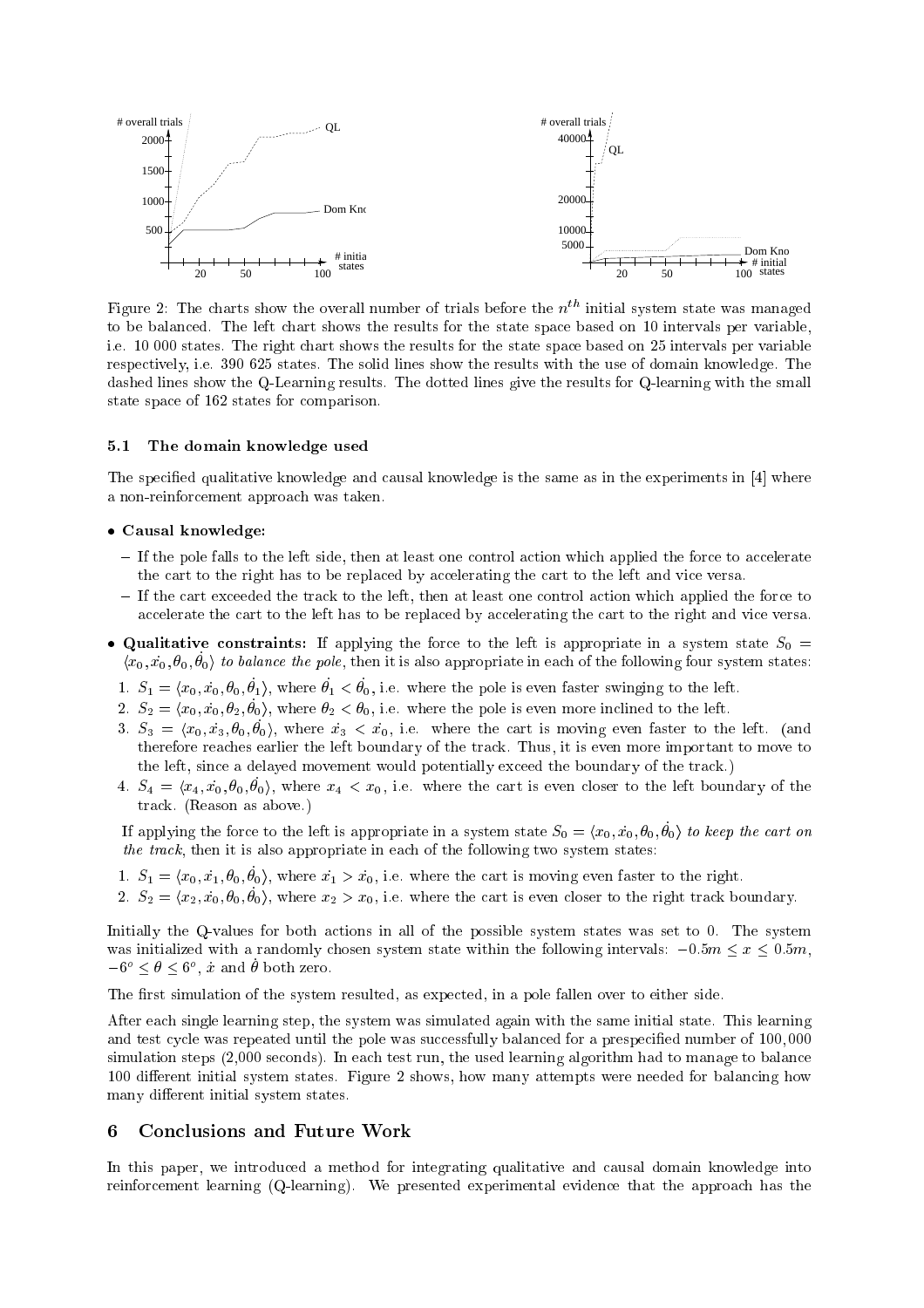Figure 2: The charts show the overall number of trials before the $n^{th}$ initial system state was managed to be balanced. The left chart shows the results for the state space based on 10 intervals per variable, i.e. 10 000 states. The right chart shows the results for the state space based on 25 intervals per variable respectively, i.e. 390 625 states. The solid lines show the results with the use of domain knowledge. The dashed lines show the Q-Learning results. The dotted lines give the results for Q-learning with the small state space of 162 states for comparison.

### 5.1 The domain knowledge used

The specified qualitative knowledge and causal knowledge is the same as in the experiments in [4] where a non-reinforcement approach was taken.

- **Causal knowledge:**
  - If the pole falls to the left side, then at least one control action which applied the force to accelerate the cart to the right has to be replaced by accelerating the cart to the left and vice versa.
  - If the cart exceeded the track to the left, then at least one control action which applied the force to accelerate the cart to the left has to be replaced by accelerating the cart to the right and vice versa.
- **Qualitative constraints:** If applying the force to the left is appropriate in a system state $S_0 = \langle x_0, \dot{x_0}, \theta_0, \dot{\theta_0} \rangle$ *to balance the pole*, then it is also appropriate in each of the following four system states:

  1. $S_1 = \langle x_0, \dot{x_0}, \theta_0, \dot{\theta_1} \rangle$, where $\dot{\theta_1} < \dot{\theta_0}$, i.e. where the pole is even faster swinging to the left.
  2. $S_2 = \langle x_0, \dot{x_0}, \theta_2, \dot{\theta_0} \rangle$, where $\theta_2 < \theta_0$, i.e. where the pole is even more inclined to the left.
  3. $S_3 = \langle x_0, \dot{x_3}, \theta_0, \dot{\theta_0} \rangle$, where $\dot{x_3} < \dot{x_0}$, i.e. where the cart is moving even faster to the left. (and therefore reaches earlier the left boundary of the track. Thus, it is even more important to move to the left, since a delayed movement would potentially exceed the boundary of the track.)
  4. $S_4 = \langle x_4, \dot{x_0}, \theta_0, \dot{\theta_0} \rangle$, where $x_4 < x_0$, i.e. where the cart is even closer to the left boundary of the track. (Reason as above.)

  If applying the force to the left is appropriate in a system state $S_0 = \langle x_0, \dot{x_0}, \theta_0, \dot{\theta_0} \rangle$ *to keep the cart on the track*, then it is also appropriate in each of the following two system states:

  1. $S_1 = \langle x_0, \dot{x_1}, \theta_0, \dot{\theta_0} \rangle$, where $\dot{x_1} > \dot{x_0}$, i.e. where the cart is moving even faster to the right.
  2. $S_2 = \langle x_2, \dot{x_0}, \theta_0, \dot{\theta_0} \rangle$, where $x_2 > x_0$, i.e. where the cart is even closer to the right track boundary.

Initially the Q-values for both actions in all of the possible system states was set to 0. The system was initialized with a randomly chosen system state within the following intervals: $-0.5m \leq x \leq 0.5m$, $-6^o \leq \theta \leq 6^o$, $\dot{x}$ and $\dot{\theta}$ both zero.

The first simulation of the system resulted, as expected, in a pole fallen over to either side.

After each single learning step, the system was simulated again with the same initial state. This learning and test cycle was repeated until the pole was successfully balanced for a prespecified number of 100,000 simulation steps (2,000 seconds). In each test run, the used learning algorithm had to manage to balance 100 different initial system states. Figure 2 shows, how many attempts were needed for balancing how many different initial system states.

## 6 Conclusions and Future Work

In this paper, we introduced a method for integrating qualitative and causal domain knowledge into reinforcement learning (Q-learning). We presented experimental evidence that the approach has the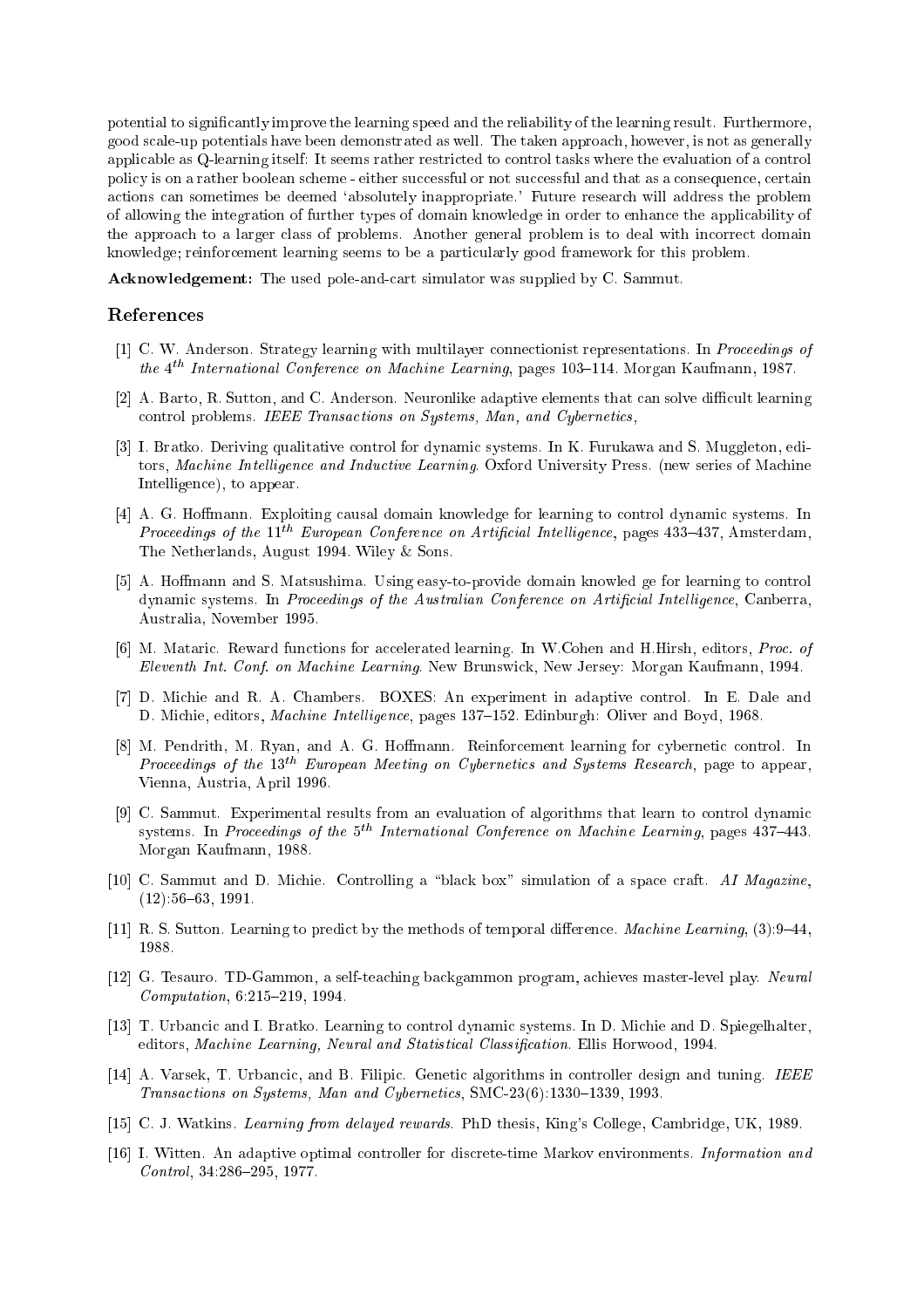potential to significantly improve the learning speed and the reliability of the learning result. Furthermore, good scale-up potentials have been demonstrated as well. The taken approach, however, is not as generally applicable as Q-learning itself: It seems rather restricted to control tasks where the evaluation of a control policy is on a rather boolean scheme - either successful or not successful and that as a consequence, certain actions can sometimes be deemed 'absolutely inappropriate.' Future research will address the problem of allowing the integration of further types of domain knowledge in order to enhance the applicability of the approach to a larger class of problems. Another general problem is to deal with incorrect domain knowledge; reinforcement learning seems to be a particularly good framework for this problem.

**Acknowledgement:** The used pole-and-cart simulator was supplied by C. Sammut.

## References

[1] C. W. Anderson. Strategy learning with multilayer connectionist representations. In *Proceedings of the 4th International Conference on Machine Learning*, pages 103–114. Morgan Kaufmann, 1987.

[2] A. Barto, R. Sutton, and C. Anderson. Neuronlike adaptive elements that can solve difficult learning control problems. *IEEE Transactions on Systems, Man, and Cybernetics*,

[3] I. Bratko. Deriving qualitative control for dynamic systems. In K. Furukawa and S. Muggleton, editors, *Machine Intelligence and Inductive Learning*. Oxford University Press. (new series of Machine Intelligence), to appear.

[4] A. G. Hoffmann. Exploiting causal domain knowledge for learning to control dynamic systems. In *Proceedings of the 11th European Conference on Artificial Intelligence*, pages 433–437, Amsterdam, The Netherlands, August 1994. Wiley & Sons.

[5] A. Hoffmann and S. Matsushima. Using easy-to-provide domain knowled ge for learning to control dynamic systems. In *Proceedings of the Australian Conference on Artificial Intelligence*, Canberra, Australia, November 1995.

[6] M. Mataric. Reward functions for accelerated learning. In W.Cohen and H.Hirsh, editors, *Proc. of Eleventh Int. Conf. on Machine Learning*. New Brunswick, New Jersey: Morgan Kaufmann, 1994.

[7] D. Michie and R. A. Chambers. BOXES: An experiment in adaptive control. In E. Dale and D. Michie, editors, *Machine Intelligence*, pages 137–152. Edinburgh: Oliver and Boyd, 1968.

[8] M. Pendrith, M. Ryan, and A. G. Hoffmann. Reinforcement learning for cybernetic control. In *Proceedings of the 13th European Meeting on Cybernetics and Systems Research*, page to appear, Vienna, Austria, April 1996.

[9] C. Sammut. Experimental results from an evaluation of algorithms that learn to control dynamic systems. In *Proceedings of the 5th International Conference on Machine Learning*, pages 437–443. Morgan Kaufmann, 1988.

[10] C. Sammut and D. Michie. Controlling a "black box" simulation of a space craft. *AI Magazine*, (12):56–63, 1991.

[11] R. S. Sutton. Learning to predict by the methods of temporal difference. *Machine Learning*, (3):9–44, 1988.

[12] G. Tesauro. TD-Gammon, a self-teaching backgammon program, achieves master-level play. *Neural Computation*, 6:215–219, 1994.

[13] T. Urbancic and I. Bratko. Learning to control dynamic systems. In D. Michie and D. Spiegelhalter, editors, *Machine Learning, Neural and Statistical Classification*. Ellis Horwood, 1994.

[14] A. Varsek, T. Urbancic, and B. Filipic. Genetic algorithms in controller design and tuning. *IEEE Transactions on Systems, Man and Cybernetics*, SMC-23(6):1330–1339, 1993.

[15] C. J. Watkins. *Learning from delayed rewards*. PhD thesis, King's College, Cambridge, UK, 1989.

[16] I. Witten. An adaptive optimal controller for discrete-time Markov environments. *Information and Control*, 34:286–295, 1977.